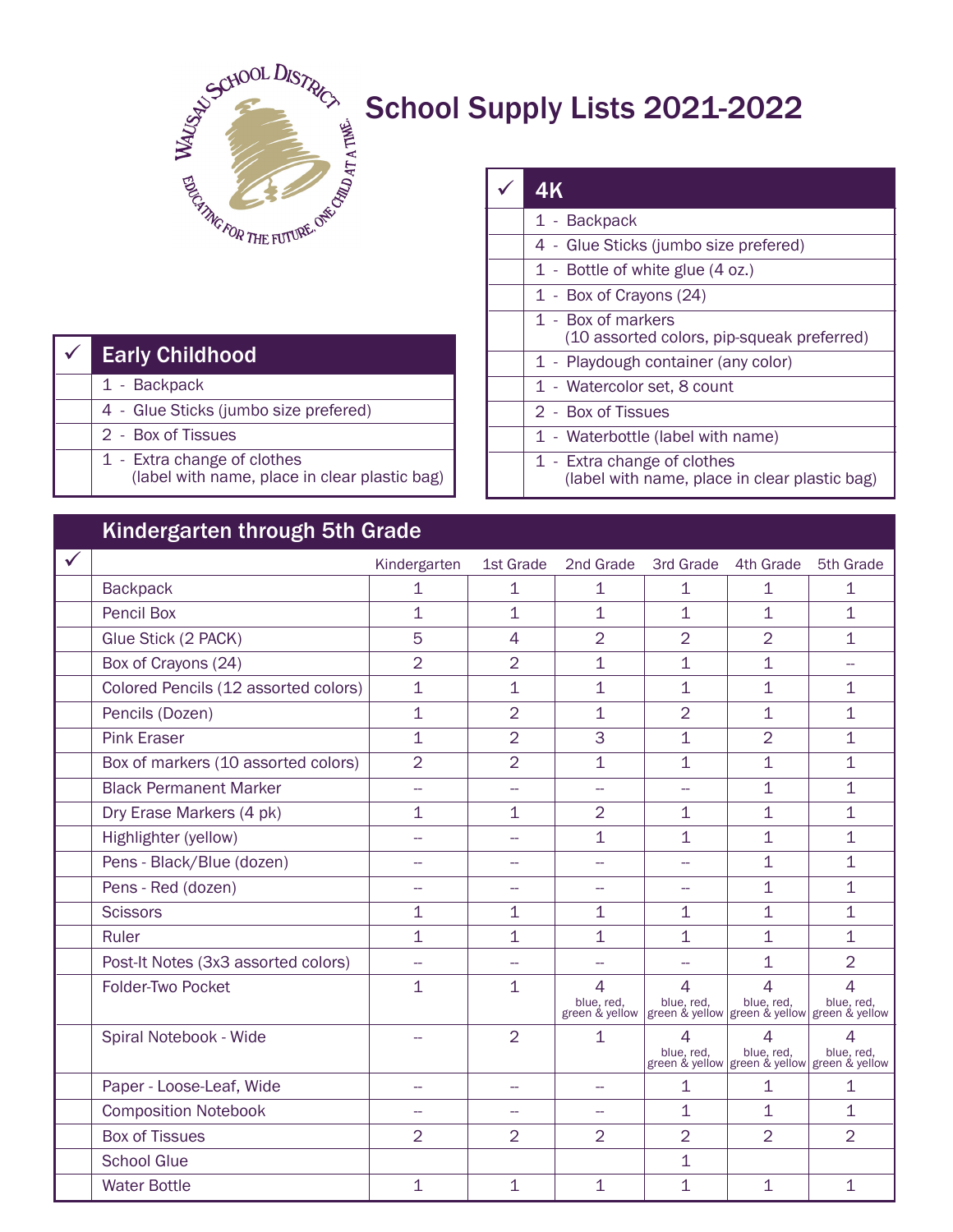# School Supply Lists 2021-2022

Wausau School District — Educating for the future, one child at a time.

| ✓ | Early Childhood |
|---|---|
| | 1 - Backpack |
| | 4 - Glue Sticks (jumbo size prefered) |
| | 2 - Box of Tissues |
| | 1 - Extra change of clothes (label with name, place in clear plastic bag) |

| ✓ | 4K |
|---|---|
| | 1 - Backpack |
| | 4 - Glue Sticks (jumbo size prefered) |
| | 1 - Bottle of white glue (4 oz.) |
| | 1 - Box of Crayons (24) |
| | 1 - Box of markers (10 assorted colors, pip-squeak preferred) |
| | 1 - Playdough container (any color) |
| | 1 - Watercolor set, 8 count |
| | 2 - Box of Tissues |
| | 1 - Waterbottle (label with name) |
| | 1 - Extra change of clothes (label with name, place in clear plastic bag) |

## Kindergarten through 5th Grade

| ✓ | | Kindergarten | 1st Grade | 2nd Grade | 3rd Grade | 4th Grade | 5th Grade |
|---|---|---|---|---|---|---|---|
| | Backpack | 1 | 1 | 1 | 1 | 1 | 1 |
| | Pencil Box | 1 | 1 | 1 | 1 | 1 | 1 |
| | Glue Stick (2 PACK) | 5 | 4 | 2 | 2 | 2 | 1 |
| | Box of Crayons (24) | 2 | 2 | 1 | 1 | 1 | -- |
| | Colored Pencils (12 assorted colors) | 1 | 1 | 1 | 1 | 1 | 1 |
| | Pencils (Dozen) | 1 | 2 | 1 | 2 | 1 | 1 |
| | Pink Eraser | 1 | 2 | 3 | 1 | 2 | 1 |
| | Box of markers (10 assorted colors) | 2 | 2 | 1 | 1 | 1 | 1 |
| | Black Permanent Marker | -- | -- | -- | -- | 1 | 1 |
| | Dry Erase Markers (4 pk) | 1 | 1 | 2 | 1 | 1 | 1 |
| | Highlighter (yellow) | -- | -- | 1 | 1 | 1 | 1 |
| | Pens - Black/Blue (dozen) | -- | -- | -- | -- | 1 | 1 |
| | Pens - Red (dozen) | -- | -- | -- | -- | 1 | 1 |
| | Scissors | 1 | 1 | 1 | 1 | 1 | 1 |
| | Ruler | 1 | 1 | 1 | 1 | 1 | 1 |
| | Post-It Notes (3x3 assorted colors) | -- | -- | -- | -- | 1 | 2 |
| | Folder-Two Pocket | 1 | 1 | 4 blue, red, green & yellow | 4 blue, red, green & yellow | 4 blue, red, green & yellow | 4 blue, red, green & yellow |
| | Spiral Notebook - Wide | -- | 2 | 1 | 4 blue, red, green & yellow | 4 blue, red, green & yellow | 4 blue, red, green & yellow |
| | Paper - Loose-Leaf, Wide | -- | -- | -- | 1 | 1 | 1 |
| | Composition Notebook | -- | -- | -- | 1 | 1 | 1 |
| | Box of Tissues | 2 | 2 | 2 | 2 | 2 | 2 |
| | School Glue | | | | 1 | | |
| | Water Bottle | 1 | 1 | 1 | 1 | 1 | 1 |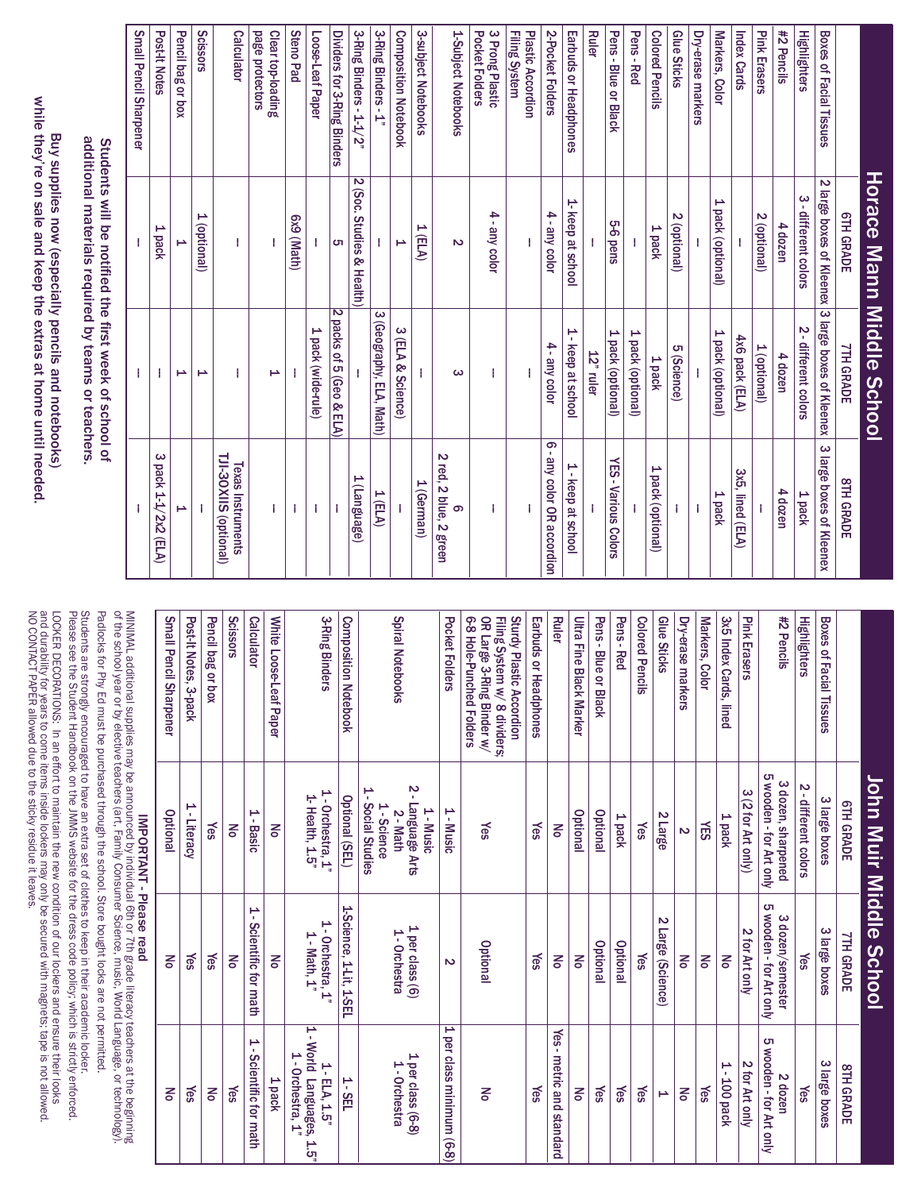# Horace Mann Middle School

| | 6TH GRADE | 7TH GRADE | 8TH GRADE |
|---|---|---|---|
| Boxes of Facial Tissues | 2 large boxes of Kleenex | 3 large boxes of Kleenex | 3 large boxes of Kleenex |
| Highlighters | 3 - different colors | 2 - different colors | 1 pack |
| #2 Pencils | 4 dozen | 4 dozen | 4 dozen |
| Pink Erasers | 2 (optional) | 1 (optional) | — |
| Index Cards | — | 4x6 pack (ELA) | 3x5, lined (ELA) |
| Markers, Color | 1 pack (optional) | 1 pack (optional) | 1 pack |
| Dry-erase markers | — | — | — |
| Glue Sticks | 2 (optional) | 5 (Science) | — |
| Colored Pencils | 1 pack | 1 pack | 1 pack (optional) |
| Pens - Red | — | 1 pack (optional) | — |
| Pens - Blue or Black | 5-6 pens | 1 pack (optional) | YES - Various Colors |
| Ruler | — | 12" ruler | — |
| Earbuds or Headphones | 1- keep at school | 1 - keep at school | 1 - keep at school |
| 2-Pocket Folders | 4 - any color | 4 - any color | 6 - any color OR accordion |
| Plastic Accordion Filing System | — | — | — |
| 3 Prong Plastic Pocket Folders | 4 - any color | — | — |
| 1-Subject Notebooks | 2 | 3 | 6<br>2 red, 2 blue, 2 green |
| 3-subject Notebooks | 1 (ELA) | — | 1 (German) |
| Composition Notebook | 1 | 3 (ELA & Science) | — |
| 3-Ring Binders - 1" | — | 3 (Geography, ELA, Math) | 1 (ELA) |
| 3-Ring Binders - 1-1/2" | 2 (Soc. Studies & Health) | — | 1 (Language) |
| Dividers for 3-Ring Binders | 5 | 2 packs of 5 (Geo & ELA) | — |
| Loose-Leaf Paper | — | 1 pack (wide-rule) | — |
| Steno Pad | 6x9 (Math) | — | — |
| Clear top-loading page protectors | — | 1 | — |
| Calculator | — | — | Texas Instruments TJI-30XIIS (optional) |
| Scissors | 1 (optional) | 1 | — |
| Pencil bag or box | 1 | 1 | 1 |
| Post-It Notes | 1 pack | — | 3 pack 1-1/2x2 (ELA) |
| Small Pencil Sharpener | — | — | — |

**Students will be notified the first week of school of additional materials required by teams or teachers.**

**Buy supplies now (especially pencils and notebooks) while they're on sale and keep the extras at home until needed.**

# John Muir Middle School

| | 6TH GRADE | 7TH GRADE | 8TH GRADE |
|---|---|---|---|
| Boxes of Facial Tissues | 3 large boxes | 3 large boxes | 3 large boxes |
| Highlighters | 2 - different colors | Yes | Yes |
| #2 Pencils | 3 dozen, sharpened<br>5 wooden - for Art only | 3 dozen/semester<br>5 wooden - for Art only | 2 dozen<br>5 wooden - for Art only |
| Pink Erasers | 3 (2 for Art only) | 2 for Art only | 2 for Art only |
| 3x5 Index Cards, lined | 1 pack | No | 1 - 100 pack |
| Markers, Color | YES | No | Yes |
| Dry-erase markers | 2 | No | No |
| Glue Sticks | 2 Large | 2 Large (Science) | 1 |
| Colored Pencils | Yes | Yes | Yes |
| Pens - Red | 1 pack | Optional | Yes |
| Pens - Blue or Black | Optional | Optional | Yes |
| Ultra Fine Black Marker | Optional | No | No |
| Ruler | No | No | Yes - metric and standard |
| Earbuds or Headphones | Yes | Yes | Yes |
| Sturdy Plastic Accordion Filing System w/ 8 dividers; OR Large 3-Ring Binder w/ 6-8 Hole-Punched Folders | Yes | Optional | No |
| Pocket Folders | 1 - Music | 2 | 1 per class minimum (6-8) |
| Spiral Notebooks | 1 - Music<br>2 - Language Arts<br>2 - Math<br>1 - Science<br>1 - Social Studies | 1 per class (6)<br>1 - Orchestra | 1 per class (6-8)<br>1 - Orchestra |
| Composition Notebook | Optional (SEL) | 1-Science, 1-Lit, 1-SEL | 1 - SEL |
| 3-Ring Binders | 1 - Orchestra, 1"<br>1- Health, 1.5" | 1 - Orchestra, 1"<br>1 - Math, 1" | 1 - ELA, 1.5"<br>1 - World Languages, 1.5"<br>1 - Orchestra, 1" |
| White Loose-Leaf Paper | No | No | 1 pack |
| Calculator | 1 - Basic | 1 - Scientific for math | 1 - Scientific for math |
| Scissors | No | No | Yes |
| Pencil bag or box | Yes | Yes | No |
| Post-It Notes, 3-pack | 1 - Literacy | Yes | Yes |
| Small Pencil Sharpener | Optional | No | No |

**IMPORTANT - Please read**

MINIMAL additional supplies may be announced by individual 6th or 7th grade literacy teachers at the beginning of the school year or by elective teachers (art, Family Consumer Science, music, World Language, or technology).

Padlocks for Phy Ed must be purchased through the school. Store bought locks are not permitted.

Students are strongly encouraged to have an extra set of clothes to keep in their academic locker. Please see the Student Handbook on the JMMS website for the dress code policy; which is strictly enforced.

LOCKER DECORATIONS: In an effort to maintain the new condition of our lockers and ensure their looks and durability for years to come items inside lockers may only be secured with magnets; tape is not allowed. NO CONTACT PAPER allowed due to the sticky residue it leaves.